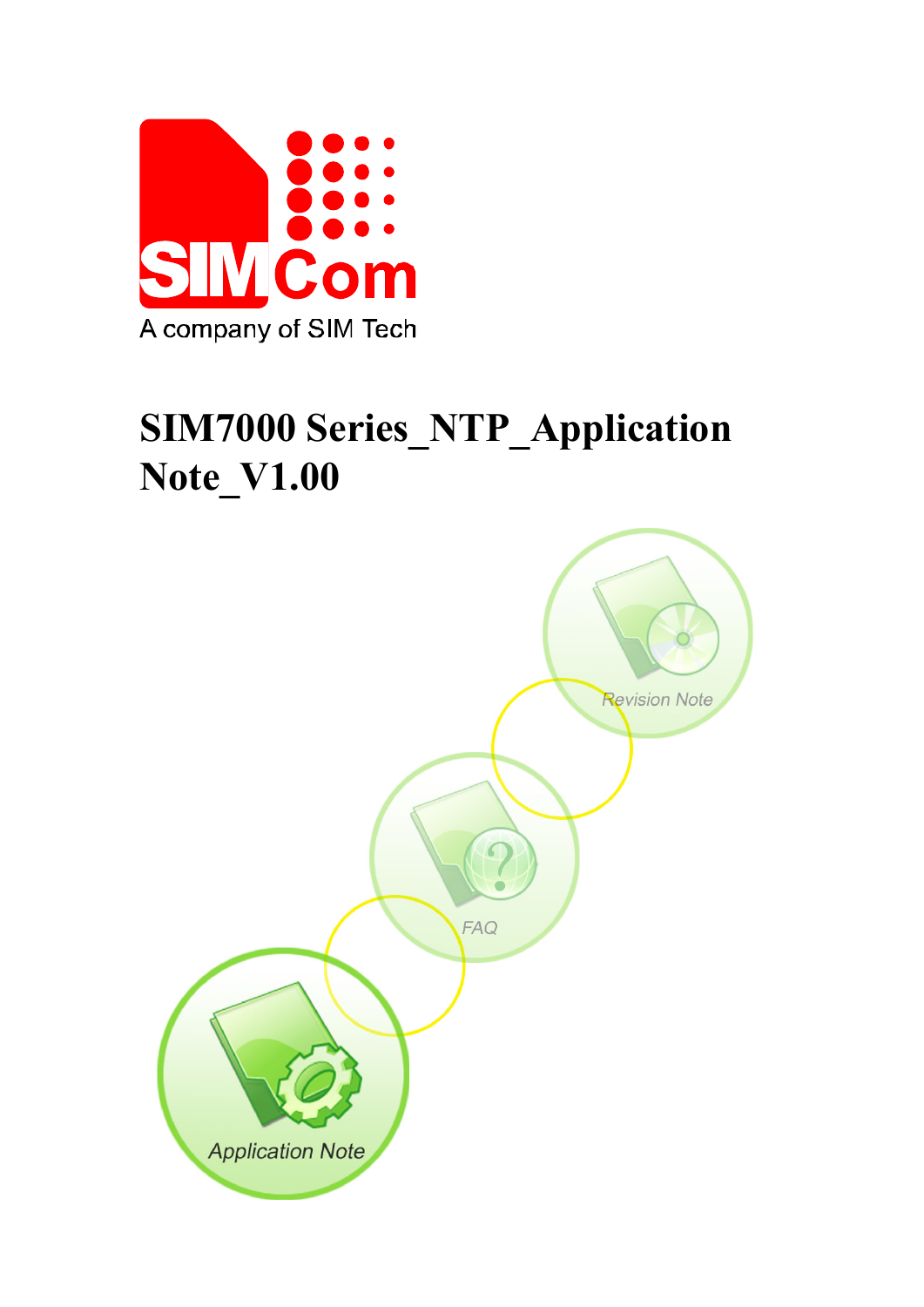SIMCom

A company of SIM Tech

# SIM7000 Series_NTP_Application Note_V1.00

Revision Note

FAQ

Application Note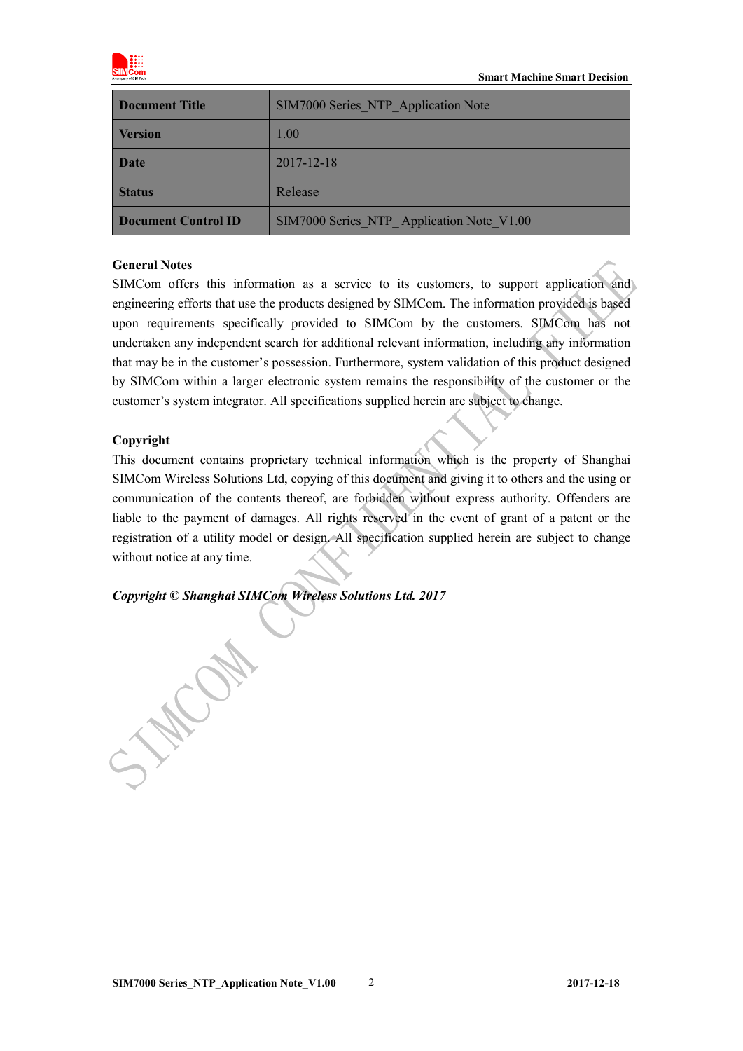| Document Title | SIM7000 Series_NTP_Application Note |
| --- | --- |
| Version | 1.00 |
| Date | 2017-12-18 |
| Status | Release |
| Document Control ID | SIM7000 Series_NTP_ Application Note_V1.00 |

**General Notes**

SIMCom offers this information as a service to its customers, to support application and engineering efforts that use the products designed by SIMCom. The information provided is based upon requirements specifically provided to SIMCom by the customers. SIMCom has not undertaken any independent search for additional relevant information, including any information that may be in the customer's possession. Furthermore, system validation of this product designed by SIMCom within a larger electronic system remains the responsibility of the customer or the customer's system integrator. All specifications supplied herein are subject to change.

**Copyright**

This document contains proprietary technical information which is the property of Shanghai SIMCom Wireless Solutions Ltd, copying of this document and giving it to others and the using or communication of the contents thereof, are forbidden without express authority. Offenders are liable to the payment of damages. All rights reserved in the event of grant of a patent or the registration of a utility model or design. All specification supplied herein are subject to change without notice at any time.

***Copyright © Shanghai SIMCom Wireless Solutions Ltd. 2017***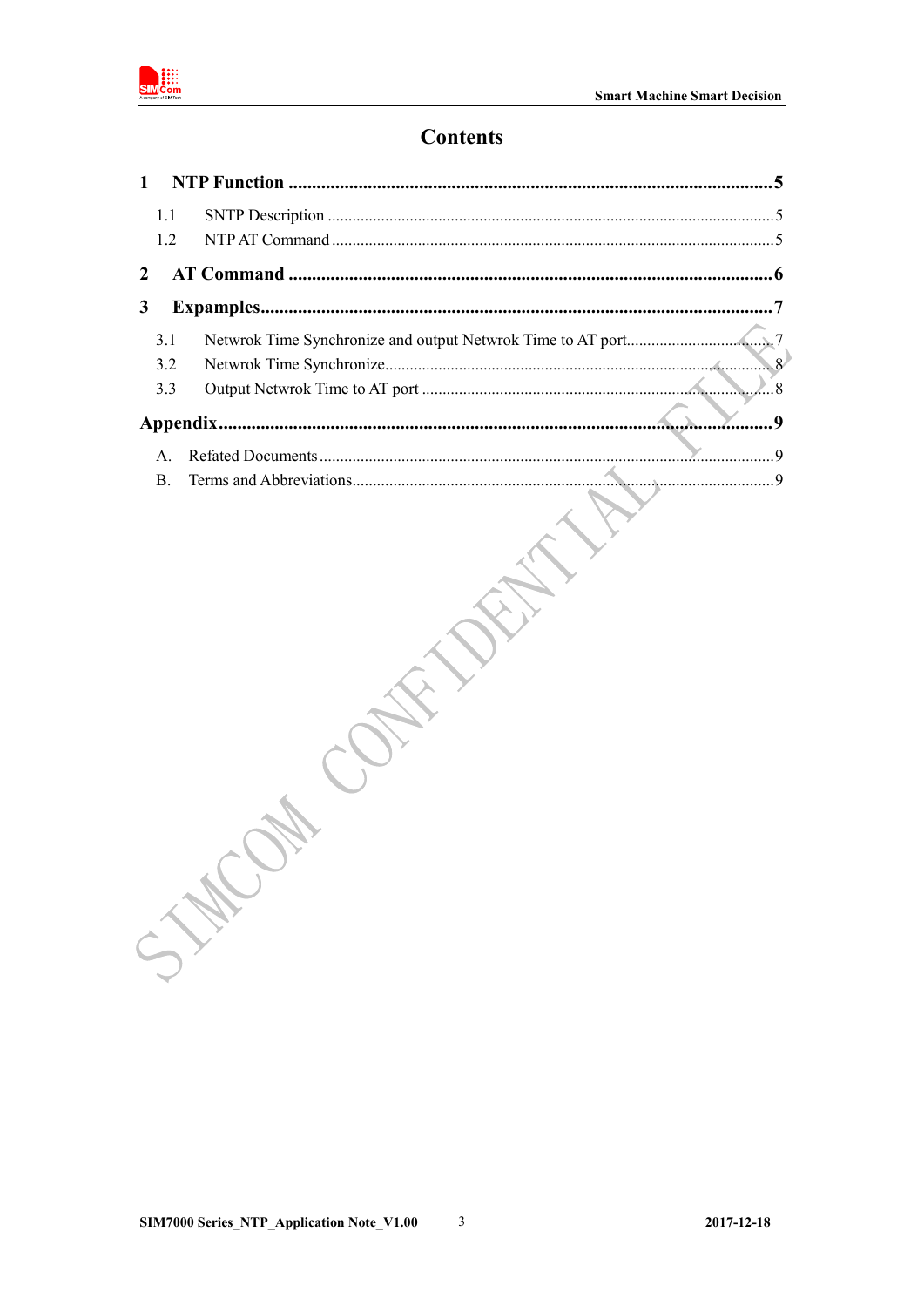# Contents

**1 NTP Function .......................................................................................................5**

- 1.1 SNTP Description ..........................................................................................................5
- 1.2 NTP AT Command .........................................................................................................5

**2 AT Command .......................................................................................................6**

**3 Expamples.............................................................................................................7**

- 3.1 Netwrok Time Synchronize and output Netwrok Time to AT port...................................7
- 3.2 Netwrok Time Synchronize.............................................................................................8
- 3.3 Output Netwrok Time to AT port ....................................................................................8

**Appendix......................................................................................................................9**

- A. Refated Documents .............................................................................................................9
- B. Terms and Abbreviations.....................................................................................................9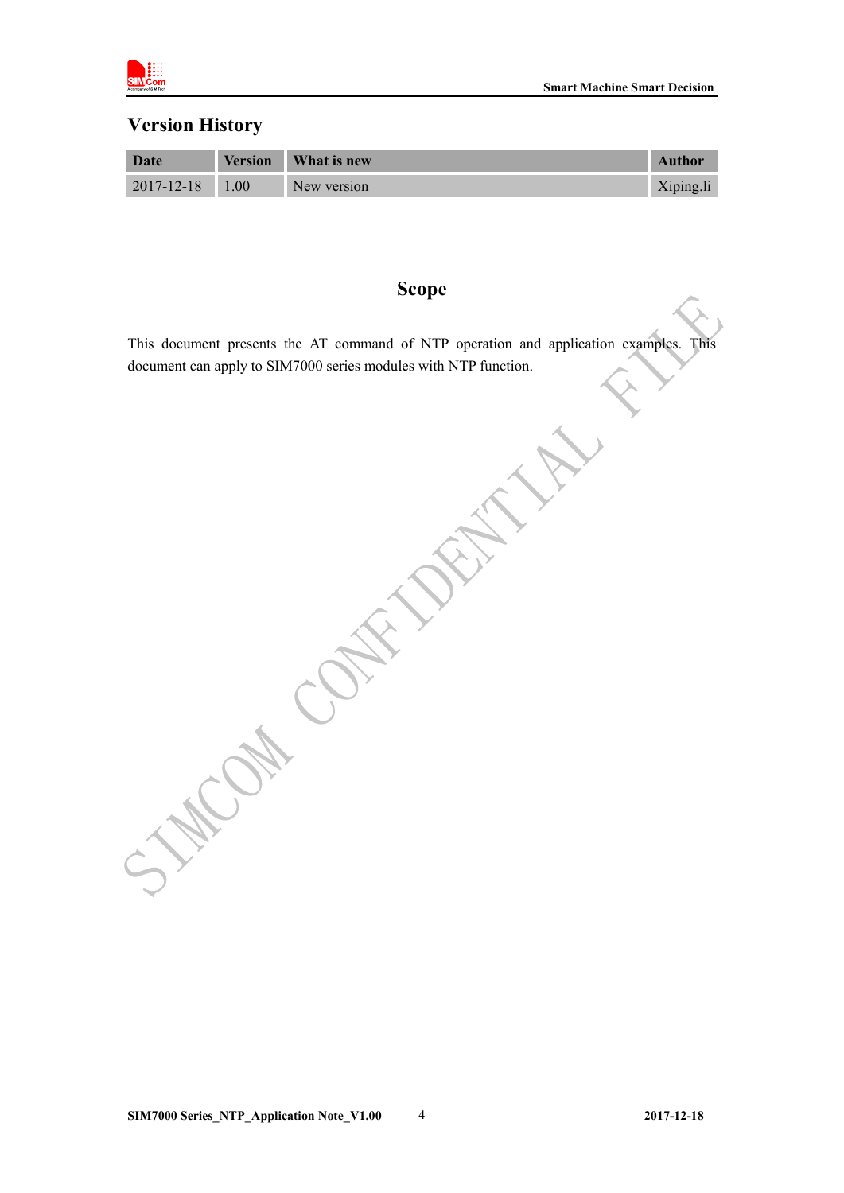## Version History

| Date | Version | What is new | Author |
|---|---|---|---|
| 2017-12-18 | 1.00 | New version | Xiping.li |

## Scope

This document presents the AT command of NTP operation and application examples. This document can apply to SIM7000 series modules with NTP function.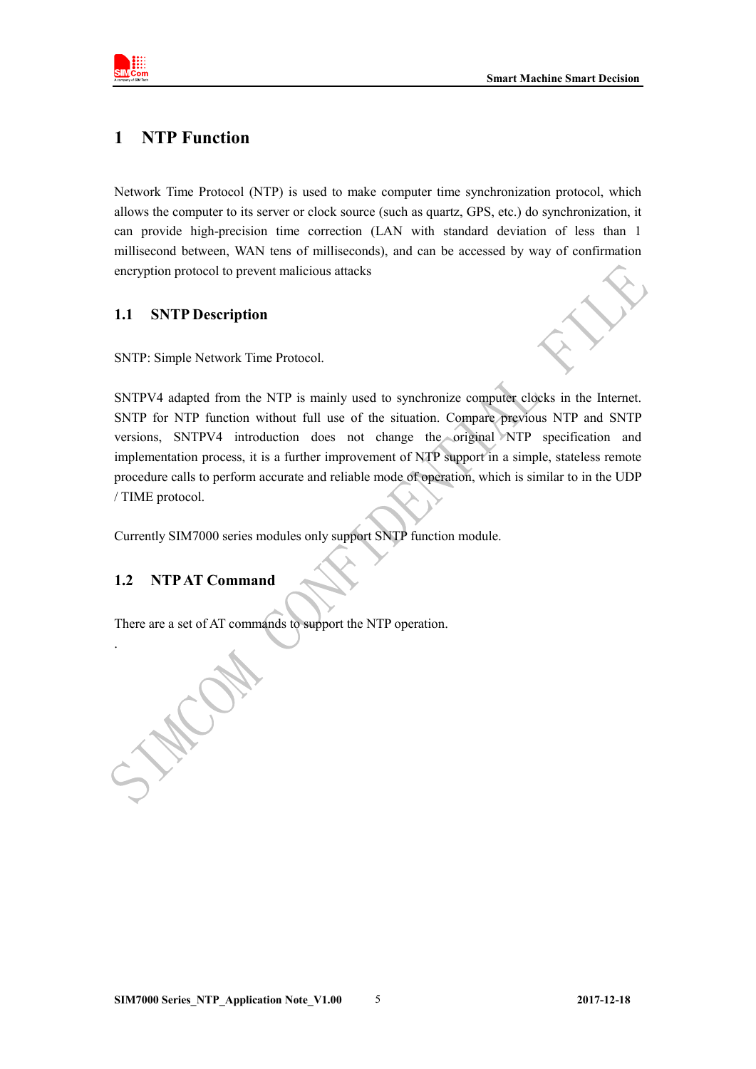# 1 NTP Function

Network Time Protocol (NTP) is used to make computer time synchronization protocol, which allows the computer to its server or clock source (such as quartz, GPS, etc.) do synchronization, it can provide high-precision time correction (LAN with standard deviation of less than 1 millisecond between, WAN tens of milliseconds), and can be accessed by way of confirmation encryption protocol to prevent malicious attacks

## 1.1 SNTP Description

SNTP: Simple Network Time Protocol.

SNTPV4 adapted from the NTP is mainly used to synchronize computer clocks in the Internet. SNTP for NTP function without full use of the situation. Compare previous NTP and SNTP versions, SNTPV4 introduction does not change the original NTP specification and implementation process, it is a further improvement of NTP support in a simple, stateless remote procedure calls to perform accurate and reliable mode of operation, which is similar to in the UDP / TIME protocol.

Currently SIM7000 series modules only support SNTP function module.

## 1.2 NTP AT Command

There are a set of AT commands to support the NTP operation.

.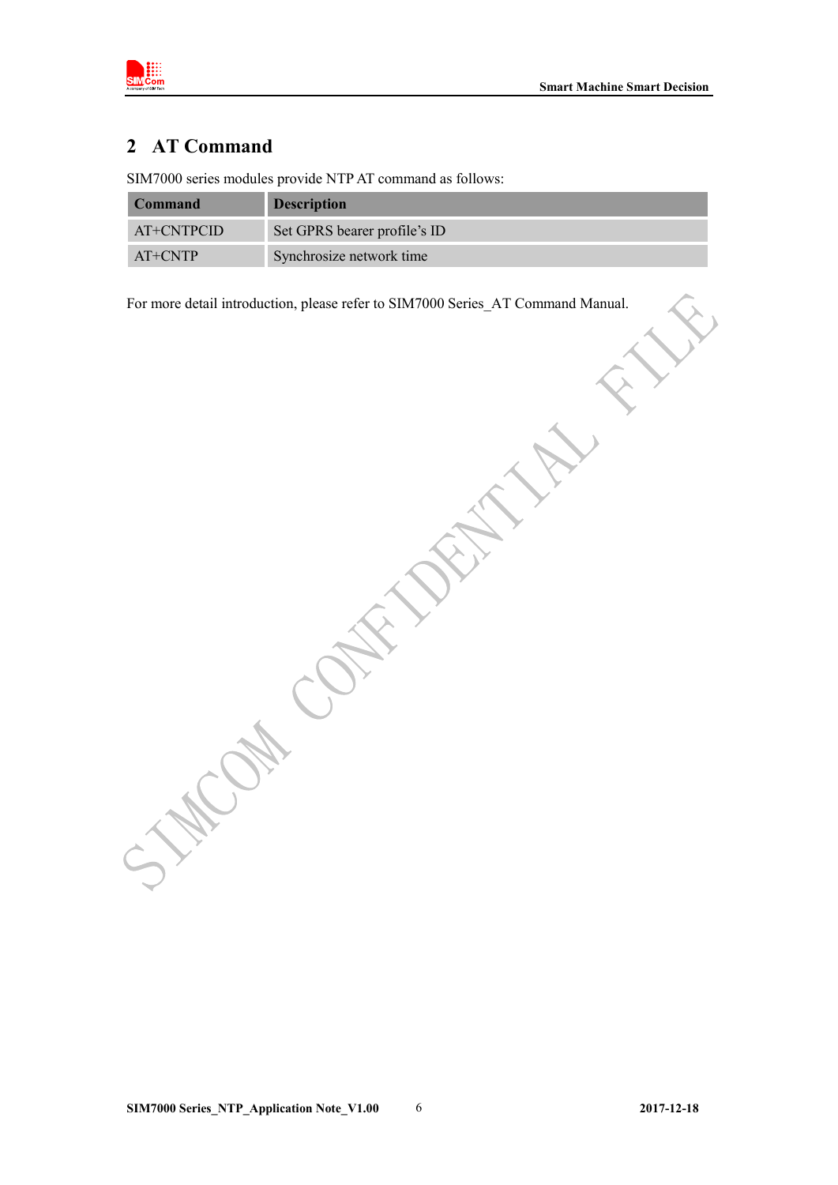# 2 AT Command

SIM7000 series modules provide NTP AT command as follows:

| Command | Description |
|---|---|
| AT+CNTPCID | Set GPRS bearer profile's ID |
| AT+CNTP | Synchrosize network time |

For more detail introduction, please refer to SIM7000 Series_AT Command Manual.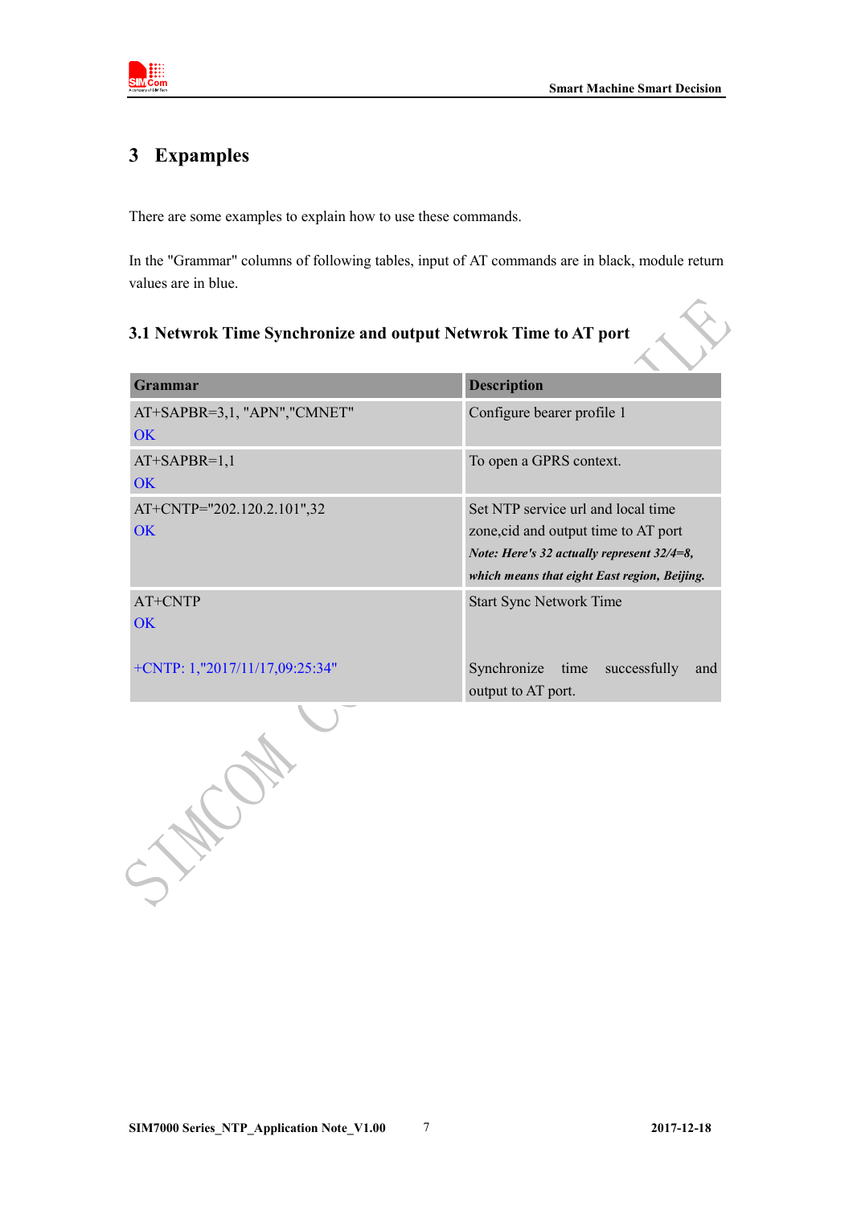# 3 Expamples

There are some examples to explain how to use these commands.

In the "Grammar" columns of following tables, input of AT commands are in black, module return values are in blue.

## 3.1 Netwrok Time Synchronize and output Netwrok Time to AT port

| Grammar | Description |
|---|---|
| AT+SAPBR=3,1, "APN","CMNET"<br>OK | Configure bearer profile 1 |
| AT+SAPBR=1,1<br>OK | To open a GPRS context. |
| AT+CNTP="202.120.2.101",32<br>OK | Set NTP service url and local time zone,cid and output time to AT port<br>***Note: Here's 32 actually represent 32/4=8, which means that eight East region, Beijing.*** |
| AT+CNTP<br>OK | Start Sync Network Time |
| +CNTP: 1,"2017/11/17,09:25:34" | Synchronize time successfully and output to AT port. |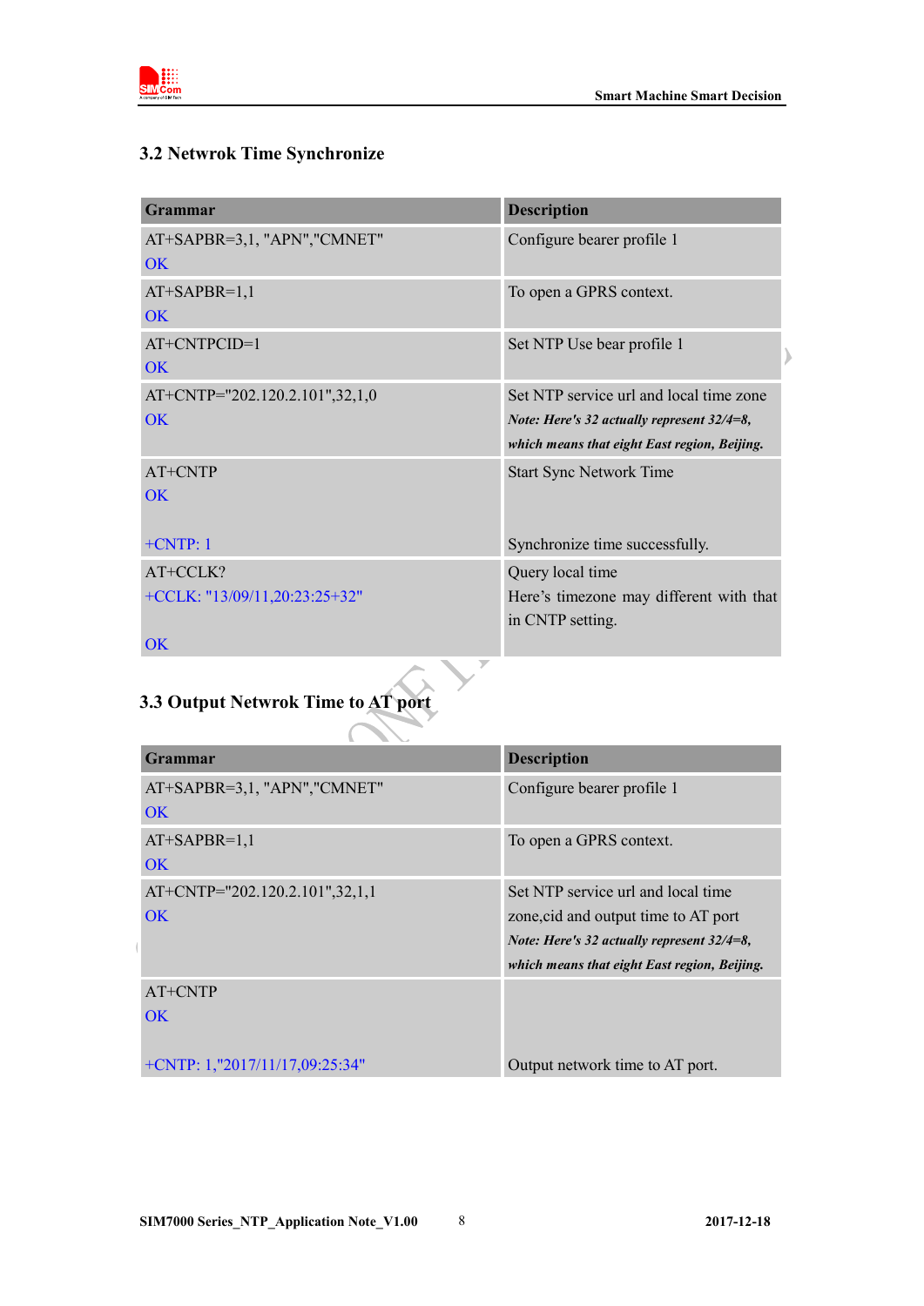## 3.2 Netwrok Time Synchronize

| Grammar | Description |
|---|---|
| AT+SAPBR=3,1, "APN","CMNET"<br>OK | Configure bearer profile 1 |
| AT+SAPBR=1,1<br>OK | To open a GPRS context. |
| AT+CNTPCID=1<br>OK | Set NTP Use bear profile 1 |
| AT+CNTP="202.120.2.101",32,1,0<br>OK | Set NTP service url and local time zone<br>***Note: Here's 32 actually represent 32/4=8, which means that eight East region, Beijing.*** |
| AT+CNTP<br>OK<br><br>+CNTP: 1 | Start Sync Network Time<br><br><br>Synchronize time successfully. |
| AT+CCLK?<br>+CCLK: "13/09/11,20:23:25+32"<br><br>OK | Query local time<br>Here's timezone may different with that in CNTP setting. |

## 3.3 Output Netwrok Time to AT port

| Grammar | Description |
|---|---|
| AT+SAPBR=3,1, "APN","CMNET"<br>OK | Configure bearer profile 1 |
| AT+SAPBR=1,1<br>OK | To open a GPRS context. |
| AT+CNTP="202.120.2.101",32,1,1<br>OK | Set NTP service url and local time zone,cid and output time to AT port<br>***Note: Here's 32 actually represent 32/4=8, which means that eight East region, Beijing.*** |
| AT+CNTP<br>OK<br><br>+CNTP: 1,"2017/11/17,09:25:34" | <br><br><br>Output network time to AT port. |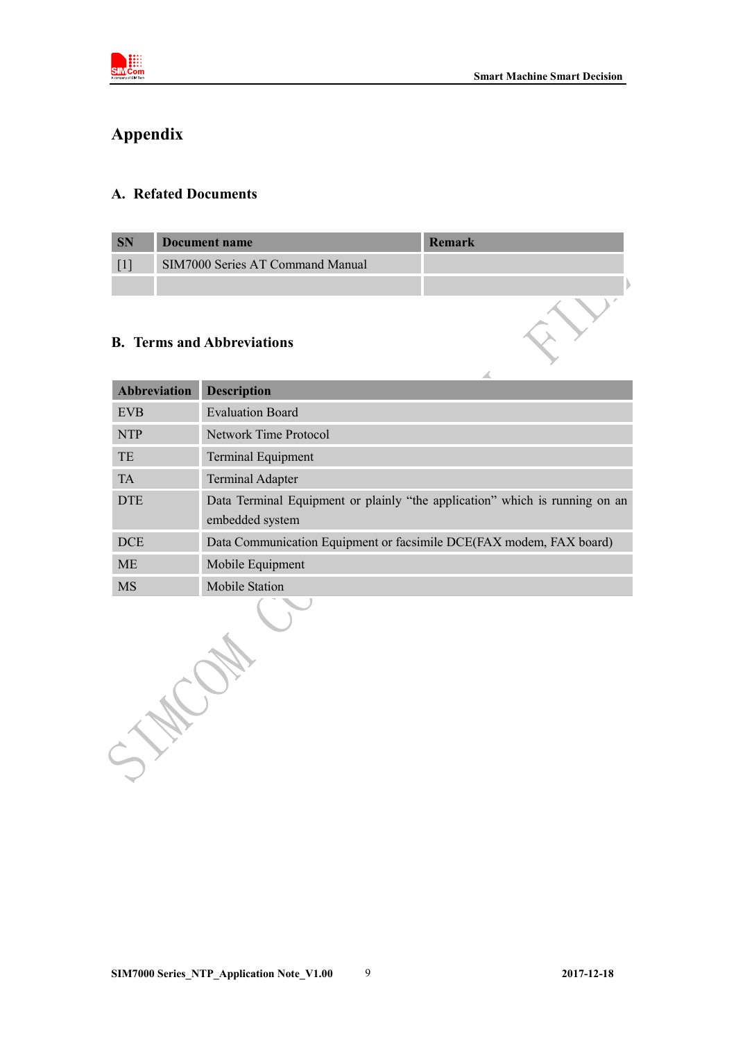# Appendix

## A. Refated Documents

| SN | Document name | Remark |
|---|---|---|
| [1] | SIM7000 Series AT Command Manual | |
| | | |

## B. Terms and Abbreviations

| Abbreviation | Description |
|---|---|
| EVB | Evaluation Board |
| NTP | Network Time Protocol |
| TE | Terminal Equipment |
| TA | Terminal Adapter |
| DTE | Data Terminal Equipment or plainly "the application" which is running on an embedded system |
| DCE | Data Communication Equipment or facsimile DCE(FAX modem, FAX board) |
| ME | Mobile Equipment |
| MS | Mobile Station |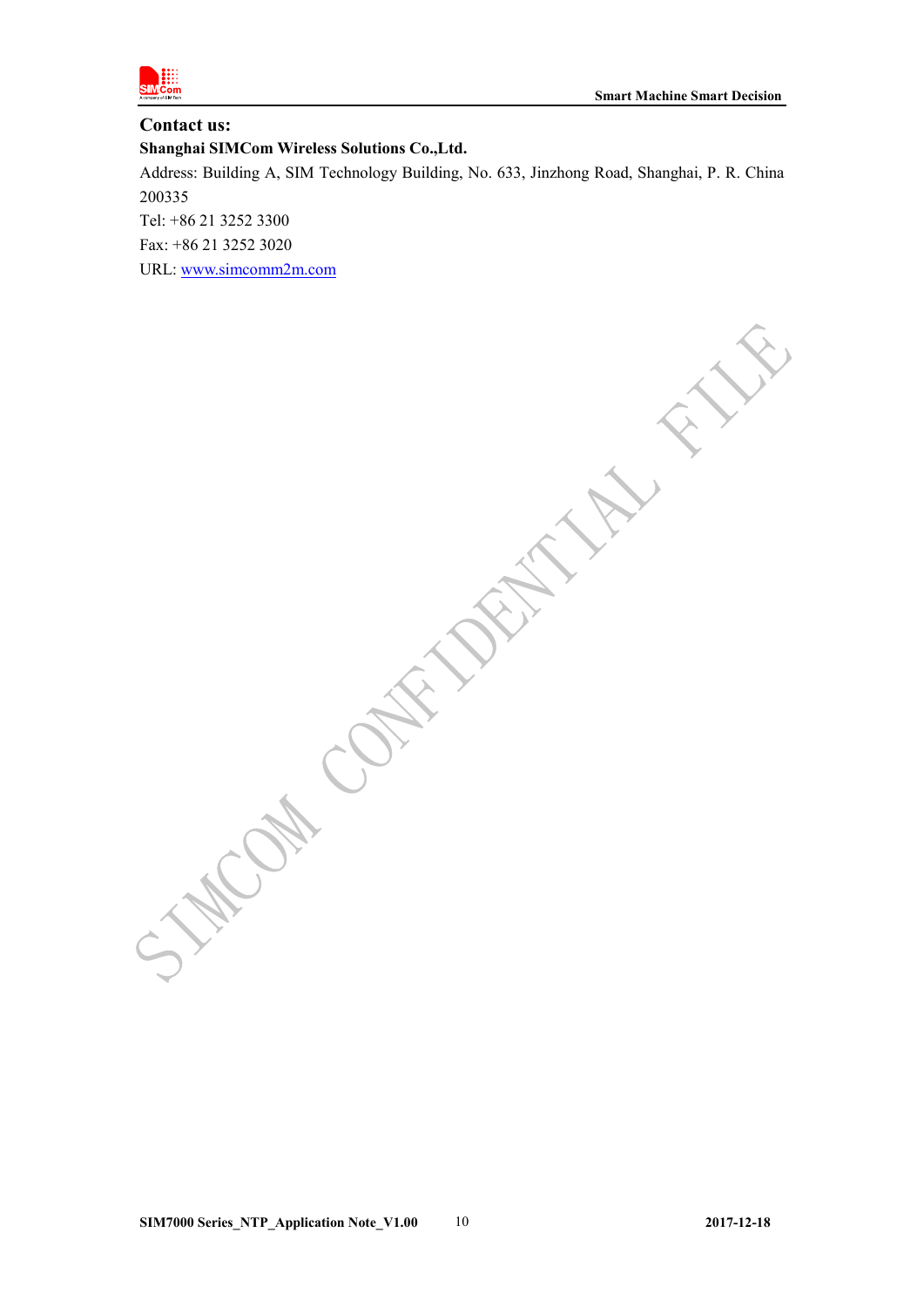## Contact us:

**Shanghai SIMCom Wireless Solutions Co.,Ltd.**

Address: Building A, SIM Technology Building, No. 633, Jinzhong Road, Shanghai, P. R. China 200335

Tel: +86 21 3252 3300

Fax: +86 21 3252 3020

URL: www.simcomm2m.com